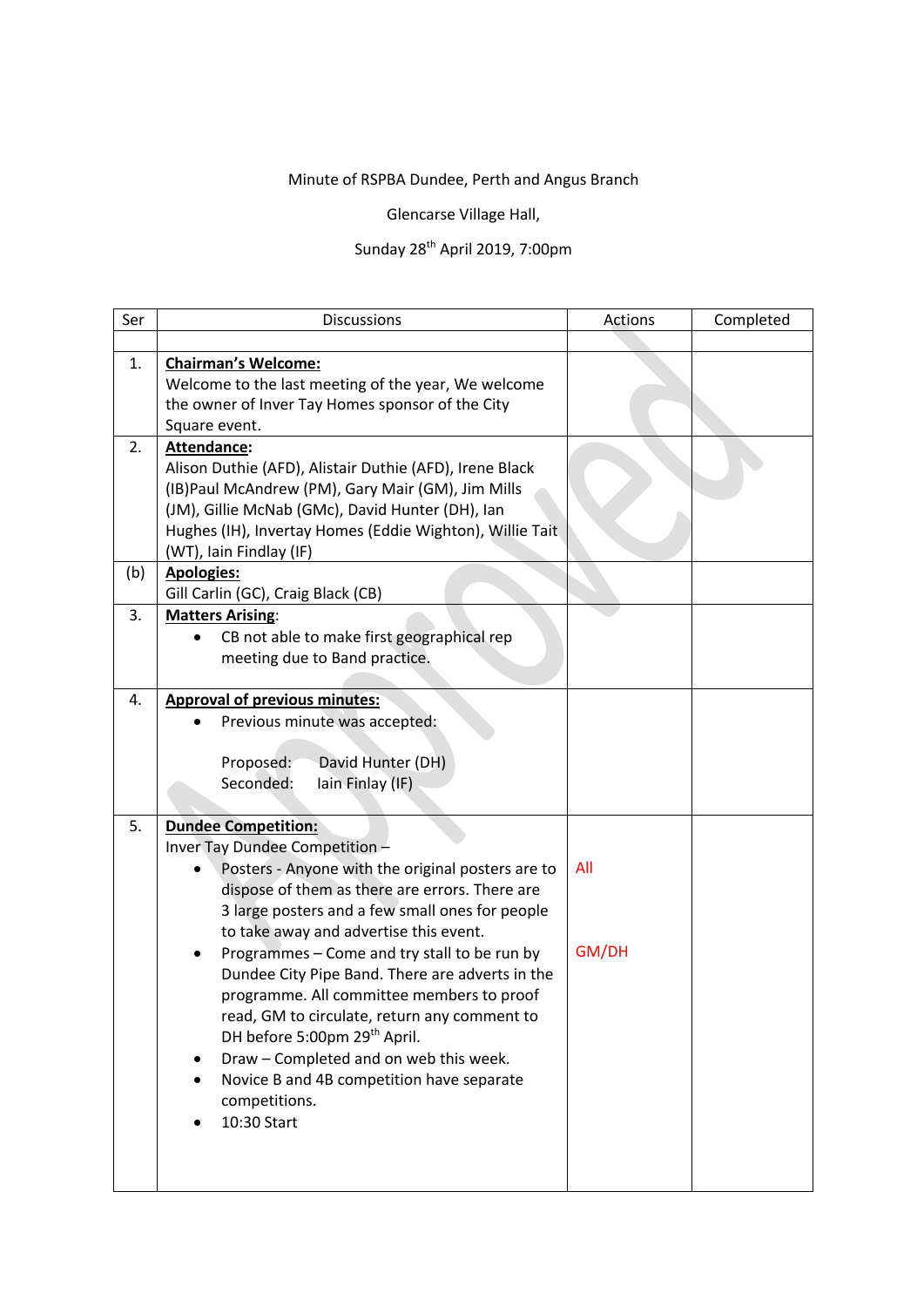Minute of RSPBA Dundee, Perth and Angus Branch

Glencarse Village Hall,

Sunday 28th April 2019, 7:00pm

| Ser | Discussions | Actions | Completed |
|---|---|---|---|
| | | | |
| 1. | **Chairman's Welcome:**<br>Welcome to the last meeting of the year, We welcome the owner of Inver Tay Homes sponsor of the City Square event. | | |
| 2. | **Attendance:**<br>Alison Duthie (AFD), Alistair Duthie (AFD), Irene Black (IB)Paul McAndrew (PM), Gary Mair (GM), Jim Mills (JM), Gillie McNab (GMc), David Hunter (DH), Ian Hughes (IH), Invertay Homes (Eddie Wighton), Willie Tait (WT), Iain Findlay (IF) | | |
| (b) | **Apologies:**<br>Gill Carlin (GC), Craig Black (CB) | | |
| 3. | **Matters Arising:**<br>• CB not able to make first geographical rep meeting due to Band practice. | | |
| 4. | **Approval of previous minutes:**<br>• Previous minute was accepted:<br><br>Proposed: David Hunter (DH)<br>Seconded: Iain Finlay (IF) | | |
| 5. | **Dundee Competition:**<br>Inver Tay Dundee Competition –<br>• Posters - Anyone with the original posters are to dispose of them as there are errors. There are 3 large posters and a few small ones for people to take away and advertise this event.<br>• Programmes – Come and try stall to be run by Dundee City Pipe Band. There are adverts in the programme. All committee members to proof read, GM to circulate, return any comment to DH before 5:00pm 29th April.<br>• Draw – Completed and on web this week.<br>• Novice B and 4B competition have separate competitions.<br>• 10:30 Start | All<br><br>GM/DH | |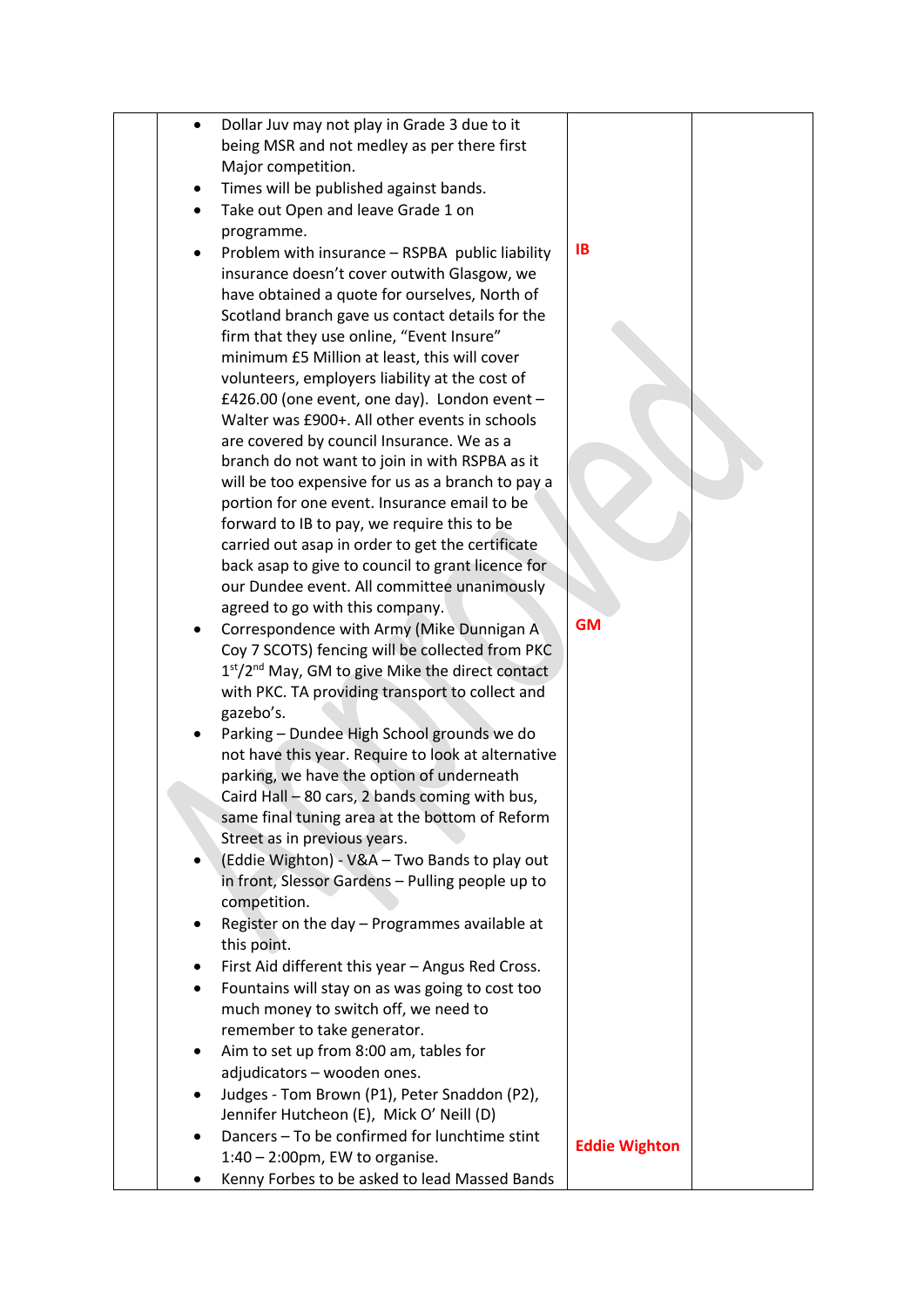| | | | |
|---|---|---|---|
| | • Dollar Juv may not play in Grade 3 due to it being MSR and not medley as per there first Major competition.<br>• Times will be published against bands.<br>• Take out Open and leave Grade 1 on programme.<br>• Problem with insurance – RSPBA public liability insurance doesn't cover outwith Glasgow, we have obtained a quote for ourselves, North of Scotland branch gave us contact details for the firm that they use online, "Event Insure" minimum £5 Million at least, this will cover volunteers, employers liability at the cost of £426.00 (one event, one day). London event – Walter was £900+. All other events in schools are covered by council Insurance. We as a branch do not want to join in with RSPBA as it will be too expensive for us as a branch to pay a portion for one event. Insurance email to be forward to IB to pay, we require this to be carried out asap in order to get the certificate back asap to give to council to grant licence for our Dundee event. All committee unanimously agreed to go with this company.<br>• Correspondence with Army (Mike Dunnigan A Coy 7 SCOTS) fencing will be collected from PKC 1st/2nd May, GM to give Mike the direct contact with PKC. TA providing transport to collect and gazebo's.<br>• Parking – Dundee High School grounds we do not have this year. Require to look at alternative parking, we have the option of underneath Caird Hall – 80 cars, 2 bands coming with bus, same final tuning area at the bottom of Reform Street as in previous years.<br>• (Eddie Wighton) - V&A – Two Bands to play out in front, Slessor Gardens – Pulling people up to competition.<br>• Register on the day – Programmes available at this point.<br>• First Aid different this year – Angus Red Cross.<br>• Fountains will stay on as was going to cost too much money to switch off, we need to remember to take generator.<br>• Aim to set up from 8:00 am, tables for adjudicators – wooden ones.<br>• Judges - Tom Brown (P1), Peter Snaddon (P2), Jennifer Hutcheon (E), Mick O' Neill (D)<br>• Dancers – To be confirmed for lunchtime stint 1:40 – 2:00pm, EW to organise.<br>• Kenny Forbes to be asked to lead Massed Bands | **IB**<br><br>**GM**<br><br>**Eddie Wighton** | |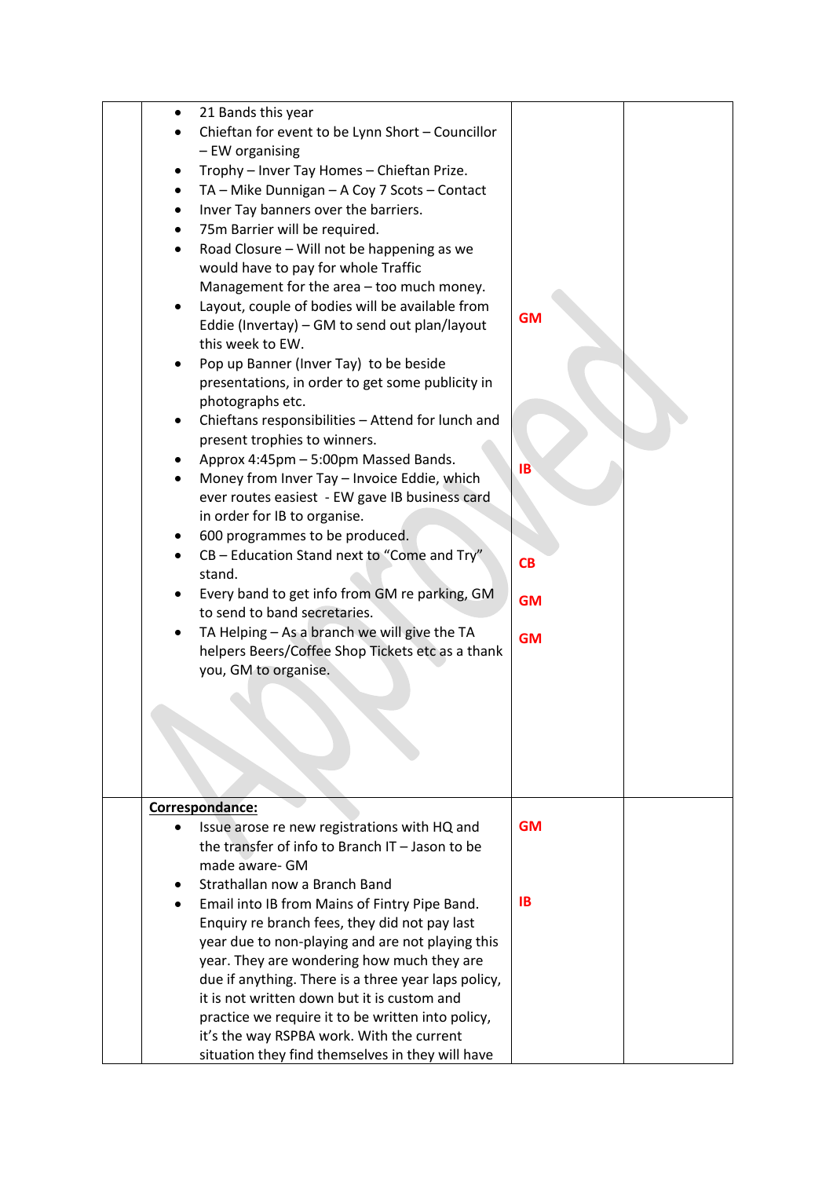| | | | |
|---|---|---|---|
| | • 21 Bands this year<br>• Chieftan for event to be Lynn Short – Councillor – EW organising<br>• Trophy – Inver Tay Homes – Chieftan Prize.<br>• TA – Mike Dunnigan – A Coy 7 Scots – Contact<br>• Inver Tay banners over the barriers.<br>• 75m Barrier will be required.<br>• Road Closure – Will not be happening as we would have to pay for whole Traffic Management for the area – too much money.<br>• Layout, couple of bodies will be available from Eddie (Invertay) – GM to send out plan/layout this week to EW.<br>• Pop up Banner (Inver Tay) to be beside presentations, in order to get some publicity in photographs etc.<br>• Chieftans responsibilities – Attend for lunch and present trophies to winners.<br>• Approx 4:45pm – 5:00pm Massed Bands.<br>• Money from Inver Tay – Invoice Eddie, which ever routes easiest - EW gave IB business card in order for IB to organise.<br>• 600 programmes to be produced.<br>• CB – Education Stand next to "Come and Try" stand.<br>• Every band to get info from GM re parking, GM to send to band secretaries.<br>• TA Helping – As a branch we will give the TA helpers Beers/Coffee Shop Tickets etc as a thank you, GM to organise. | **GM**<br><br>**IB**<br><br>**CB**<br><br>**GM**<br><br>**GM** | |
| | **Correspondance:**<br>• Issue arose re new registrations with HQ and the transfer of info to Branch IT – Jason to be made aware- GM<br>• Strathallan now a Branch Band<br>• Email into IB from Mains of Fintry Pipe Band. Enquiry re branch fees, they did not pay last year due to non-playing and are not playing this year. They are wondering how much they are due if anything. There is a three year laps policy, it is not written down but it is custom and practice we require it to be written into policy, it's the way RSPBA work. With the current situation they find themselves in they will have | **GM**<br><br>**IB** | |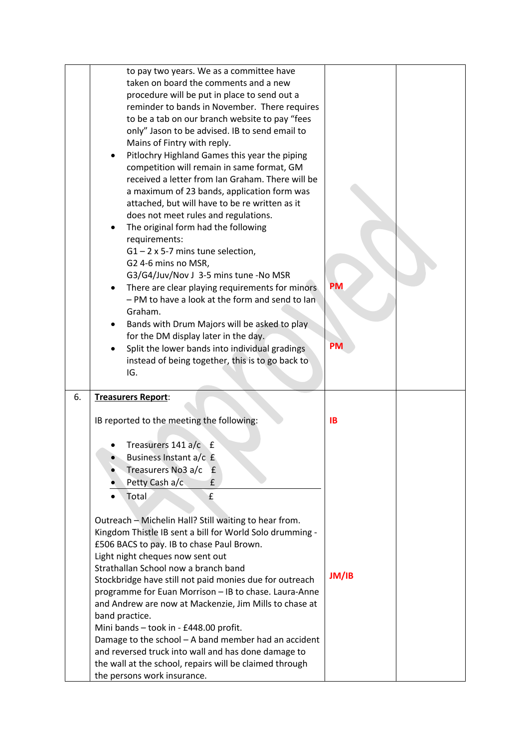| | | | |
|---|---|---|---|
| | to pay two years. We as a committee have taken on board the comments and a new procedure will be put in place to send out a reminder to bands in November. There requires to be a tab on our branch website to pay "fees only" Jason to be advised. IB to send email to Mains of Fintry with reply.<br>• Pitlochry Highland Games this year the piping competition will remain in same format, GM received a letter from Ian Graham. There will be a maximum of 23 bands, application form was attached, but will have to be re written as it does not meet rules and regulations.<br>• The original form had the following requirements:<br>G1 – 2 x 5-7 mins tune selection,<br>G2 4-6 mins no MSR,<br>G3/G4/Juv/Nov J 3-5 mins tune -No MSR<br>• There are clear playing requirements for minors – PM to have a look at the form and send to Ian Graham.<br>• Bands with Drum Majors will be asked to play for the DM display later in the day.<br>• Split the lower bands into individual gradings instead of being together, this is to go back to IG. | PM<br><br>PM | |
| 6. | **Treasurers Report**:<br><br>IB reported to the meeting the following:<br><br>• Treasurers 141 a/c £<br>• Business Instant a/c £<br>• Treasurers No3 a/c £<br>• Petty Cash a/c £<br>• Total £<br><br>Outreach – Michelin Hall? Still waiting to hear from.<br>Kingdom Thistle IB sent a bill for World Solo drumming - £506 BACS to pay. IB to chase Paul Brown.<br>Light night cheques now sent out<br>Strathallan School now a branch band<br>Stockbridge have still not paid monies due for outreach programme for Euan Morrison – IB to chase. Laura-Anne and Andrew are now at Mackenzie, Jim Mills to chase at band practice.<br>Mini bands – took in - £448.00 profit.<br>Damage to the school – A band member had an accident and reversed truck into wall and has done damage to the wall at the school, repairs will be claimed through the persons work insurance. | IB<br><br>JM/IB | |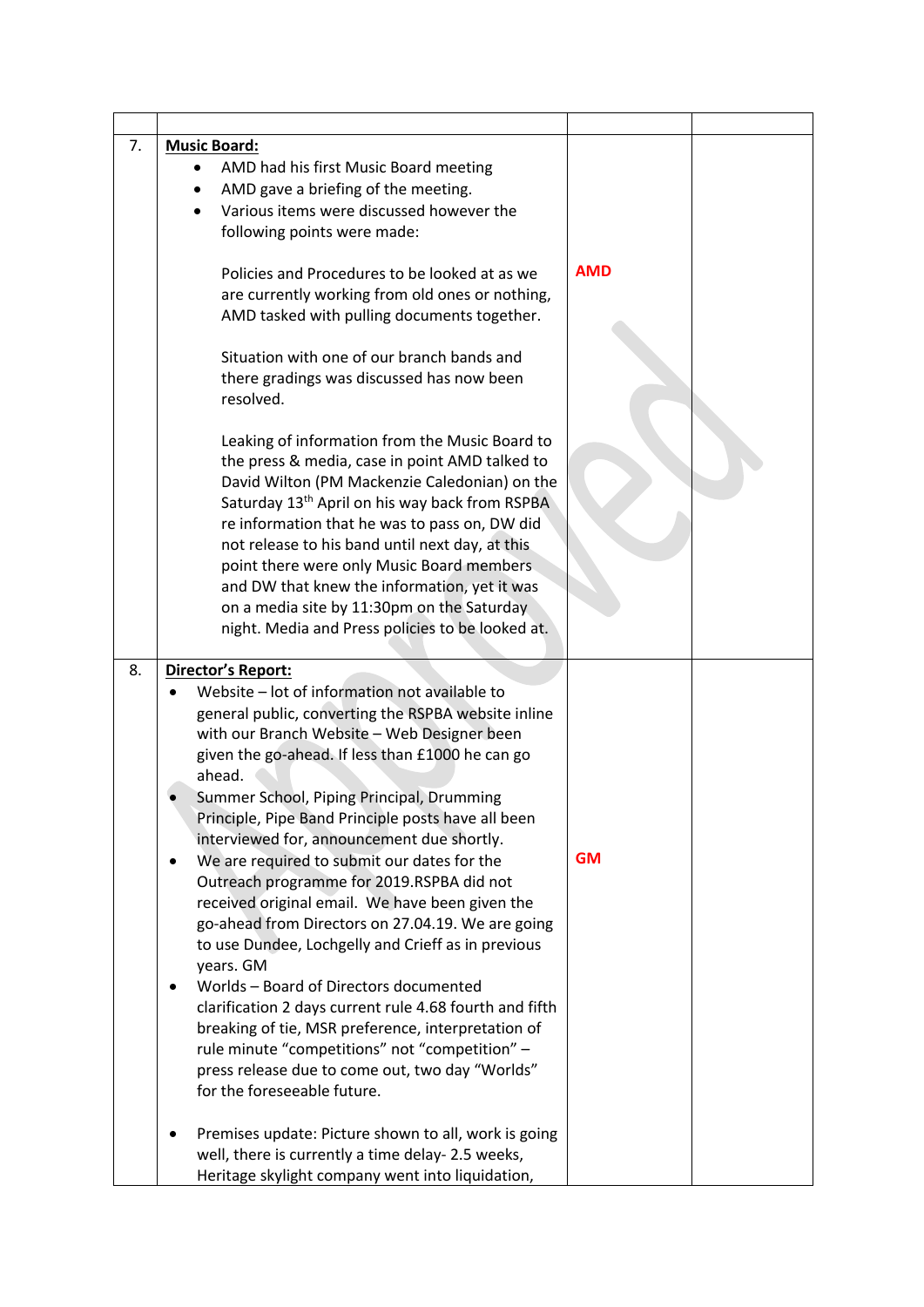| | | | |
|---|---|---|---|
| 7. | **Music Board:**<br>• AMD had his first Music Board meeting<br>• AMD gave a briefing of the meeting.<br>• Various items were discussed however the following points were made:<br><br>Policies and Procedures to be looked at as we are currently working from old ones or nothing, AMD tasked with pulling documents together.<br><br>Situation with one of our branch bands and there gradings was discussed has now been resolved.<br><br>Leaking of information from the Music Board to the press & media, case in point AMD talked to David Wilton (PM Mackenzie Caledonian) on the Saturday 13th April on his way back from RSPBA re information that he was to pass on, DW did not release to his band until next day, at this point there were only Music Board members and DW that knew the information, yet it was on a media site by 11:30pm on the Saturday night. Media and Press policies to be looked at. | **AMD** | |
| 8. | **Director's Report:**<br>• Website – lot of information not available to general public, converting the RSPBA website inline with our Branch Website – Web Designer been given the go-ahead. If less than £1000 he can go ahead.<br>• Summer School, Piping Principal, Drumming Principle, Pipe Band Principle posts have all been interviewed for, announcement due shortly.<br>• We are required to submit our dates for the Outreach programme for 2019.RSPBA did not received original email. We have been given the go-ahead from Directors on 27.04.19. We are going to use Dundee, Lochgelly and Crieff as in previous years. GM<br>• Worlds – Board of Directors documented clarification 2 days current rule 4.68 fourth and fifth breaking of tie, MSR preference, interpretation of rule minute "competitions" not "competition" – press release due to come out, two day "Worlds" for the foreseeable future.<br><br>• Premises update: Picture shown to all, work is going well, there is currently a time delay- 2.5 weeks, Heritage skylight company went into liquidation, | **GM** | |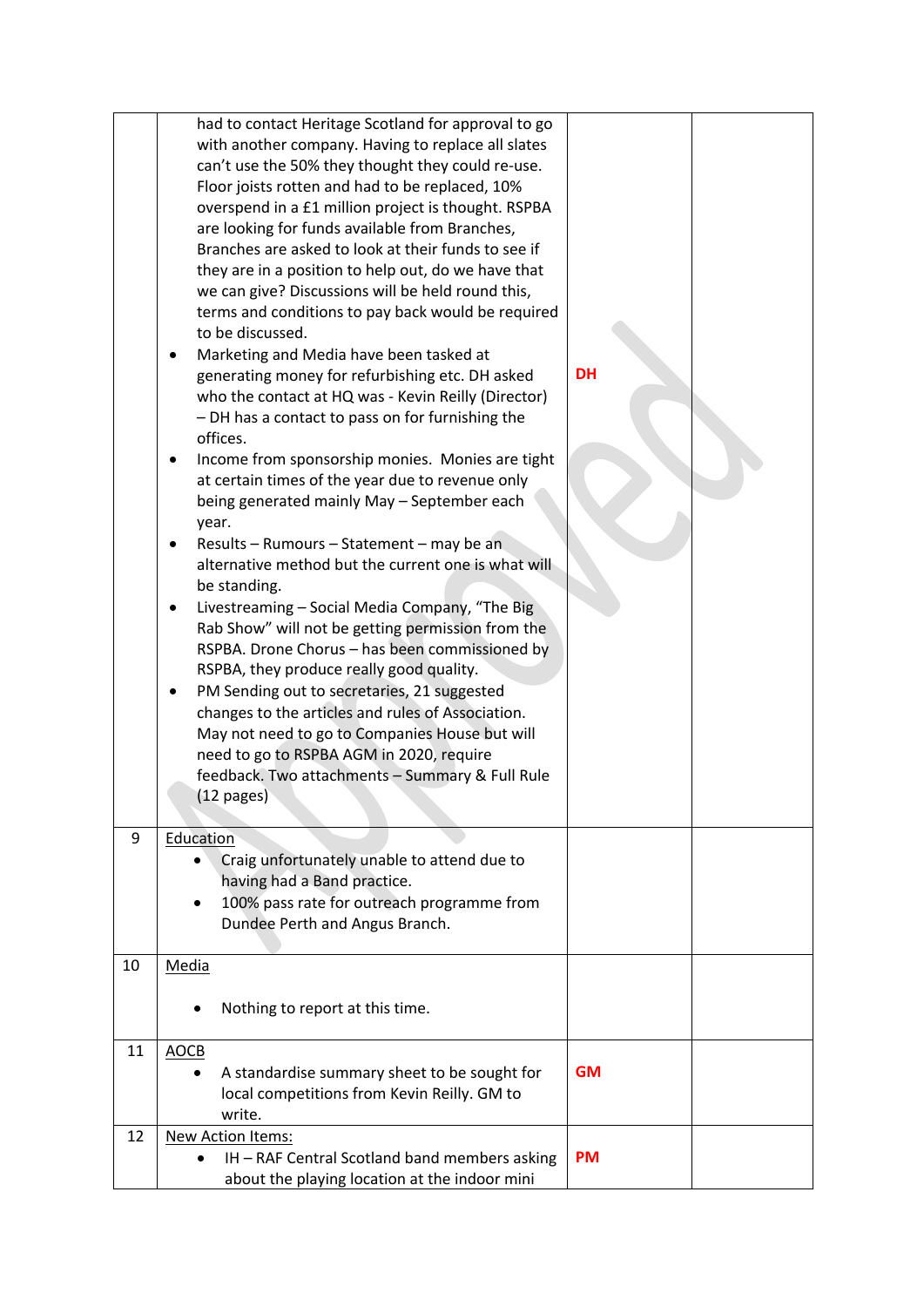| | | | |
|---|---|---|---|
| | had to contact Heritage Scotland for approval to go with another company. Having to replace all slates can't use the 50% they thought they could re-use. Floor joists rotten and had to be replaced, 10% overspend in a £1 million project is thought. RSPBA are looking for funds available from Branches, Branches are asked to look at their funds to see if they are in a position to help out, do we have that we can give? Discussions will be held round this, terms and conditions to pay back would be required to be discussed.<br>• Marketing and Media have been tasked at generating money for refurbishing etc. DH asked who the contact at HQ was - Kevin Reilly (Director) – DH has a contact to pass on for furnishing the offices.<br>• Income from sponsorship monies. Monies are tight at certain times of the year due to revenue only being generated mainly May – September each year.<br>• Results – Rumours – Statement – may be an alternative method but the current one is what will be standing.<br>• Livestreaming – Social Media Company, "The Big Rab Show" will not be getting permission from the RSPBA. Drone Chorus – has been commissioned by RSPBA, they produce really good quality.<br>• PM Sending out to secretaries, 21 suggested changes to the articles and rules of Association. May not need to go to Companies House but will need to go to RSPBA AGM in 2020, require feedback. Two attachments – Summary & Full Rule (12 pages) | **DH** | |
| 9 | Education<br>• Craig unfortunately unable to attend due to having had a Band practice.<br>• 100% pass rate for outreach programme from Dundee Perth and Angus Branch. | | |
| 10 | Media<br>• Nothing to report at this time. | | |
| 11 | AOCB<br>• A standardise summary sheet to be sought for local competitions from Kevin Reilly. GM to write. | **GM** | |
| 12 | New Action Items:<br>• IH – RAF Central Scotland band members asking about the playing location at the indoor mini | **PM** | |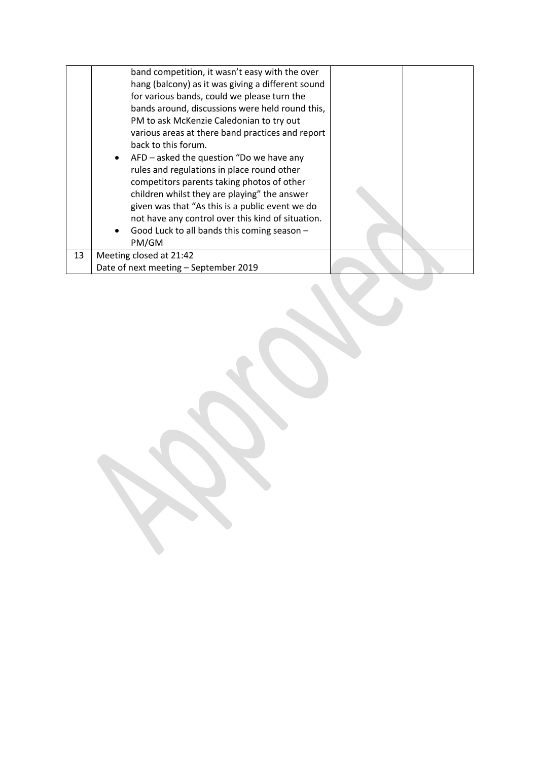| | | | |
|---|---|---|---|
| | band competition, it wasn't easy with the over hang (balcony) as it was giving a different sound for various bands, could we please turn the bands around, discussions were held round this, PM to ask McKenzie Caledonian to try out various areas at there band practices and report back to this forum.<br>• AFD – asked the question "Do we have any rules and regulations in place round other competitors parents taking photos of other children whilst they are playing" the answer given was that "As this is a public event we do not have any control over this kind of situation.<br>• Good Luck to all bands this coming season – PM/GM | | |
| 13 | Meeting closed at 21:42<br>Date of next meeting – September 2019 | | |

Approved